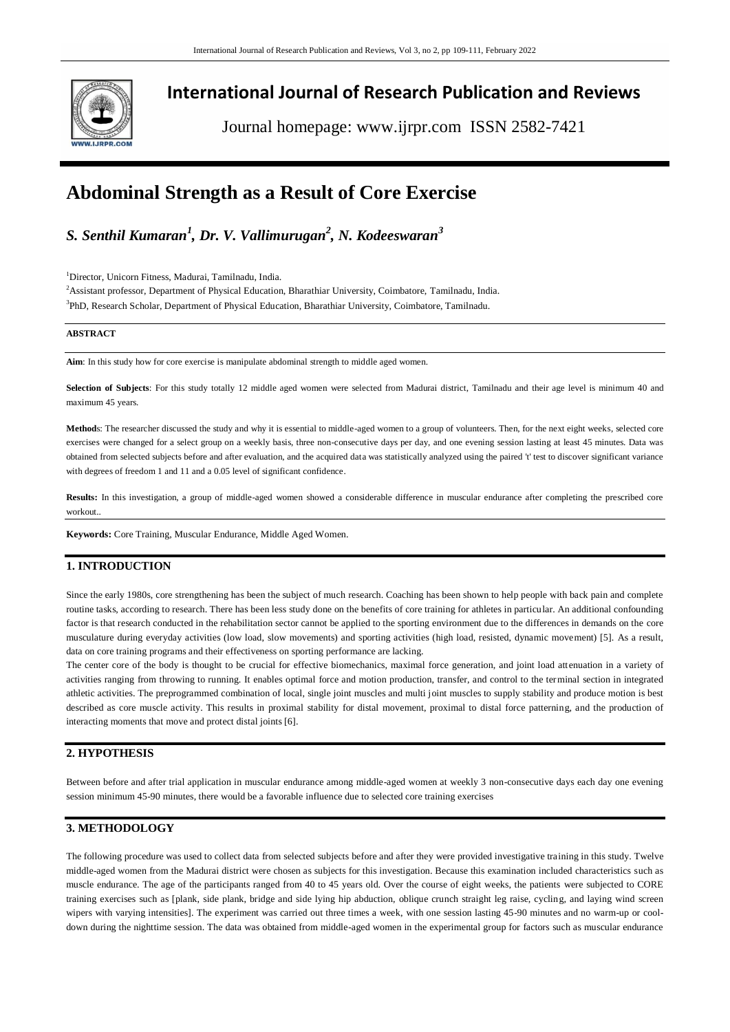# International Journal of Research Publication and Reviews

Journal homepage: www.ijrpr.com ISSN 2582-7421

# Abdominal Strength as a Result of Core Exercise

***S. Senthil Kumaran[1], Dr. V. Vallimurugan[2], N. Kodeeswaran[3]***

[1]Director, Unicorn Fitness, Madurai, Tamilnadu, India.

[2]Assistant professor, Department of Physical Education, Bharathiar University, Coimbatore, Tamilnadu, India.

[3]PhD, Research Scholar, Department of Physical Education, Bharathiar University, Coimbatore, Tamilnadu.

**ABSTRACT**

**Aim**: In this study how for core exercise is manipulate abdominal strength to middle aged women.

**Selection of Subjects**: For this study totally 12 middle aged women were selected from Madurai district, Tamilnadu and their age level is minimum 40 and maximum 45 years.

**Methods**: The researcher discussed the study and why it is essential to middle-aged women to a group of volunteers. Then, for the next eight weeks, selected core exercises were changed for a select group on a weekly basis, three non-consecutive days per day, and one evening session lasting at least 45 minutes. Data was obtained from selected subjects before and after evaluation, and the acquired data was statistically analyzed using the paired 't' test to discover significant variance with degrees of freedom 1 and 11 and a 0.05 level of significant confidence.

**Results:** In this investigation, a group of middle-aged women showed a considerable difference in muscular endurance after completing the prescribed core workout..

**Keywords:** Core Training, Muscular Endurance, Middle Aged Women.

## 1. INTRODUCTION

Since the early 1980s, core strengthening has been the subject of much research. Coaching has been shown to help people with back pain and complete routine tasks, according to research. There has been less study done on the benefits of core training for athletes in particular. An additional confounding factor is that research conducted in the rehabilitation sector cannot be applied to the sporting environment due to the differences in demands on the core musculature during everyday activities (low load, slow movements) and sporting activities (high load, resisted, dynamic movement) [5]. As a result, data on core training programs and their effectiveness on sporting performance are lacking.

The center core of the body is thought to be crucial for effective biomechanics, maximal force generation, and joint load attenuation in a variety of activities ranging from throwing to running. It enables optimal force and motion production, transfer, and control to the terminal section in integrated athletic activities. The preprogrammed combination of local, single joint muscles and multi joint muscles to supply stability and produce motion is best described as core muscle activity. This results in proximal stability for distal movement, proximal to distal force patterning, and the production of interacting moments that move and protect distal joints [6].

## 2. HYPOTHESIS

Between before and after trial application in muscular endurance among middle-aged women at weekly 3 non-consecutive days each day one evening session minimum 45-90 minutes, there would be a favorable influence due to selected core training exercises

## 3. METHODOLOGY

The following procedure was used to collect data from selected subjects before and after they were provided investigative training in this study. Twelve middle-aged women from the Madurai district were chosen as subjects for this investigation. Because this examination included characteristics such as muscle endurance. The age of the participants ranged from 40 to 45 years old. Over the course of eight weeks, the patients were subjected to CORE training exercises such as [plank, side plank, bridge and side lying hip abduction, oblique crunch straight leg raise, cycling, and laying wind screen wipers with varying intensities]. The experiment was carried out three times a week, with one session lasting 45-90 minutes and no warm-up or cool-down during the nighttime session. The data was obtained from middle-aged women in the experimental group for factors such as muscular endurance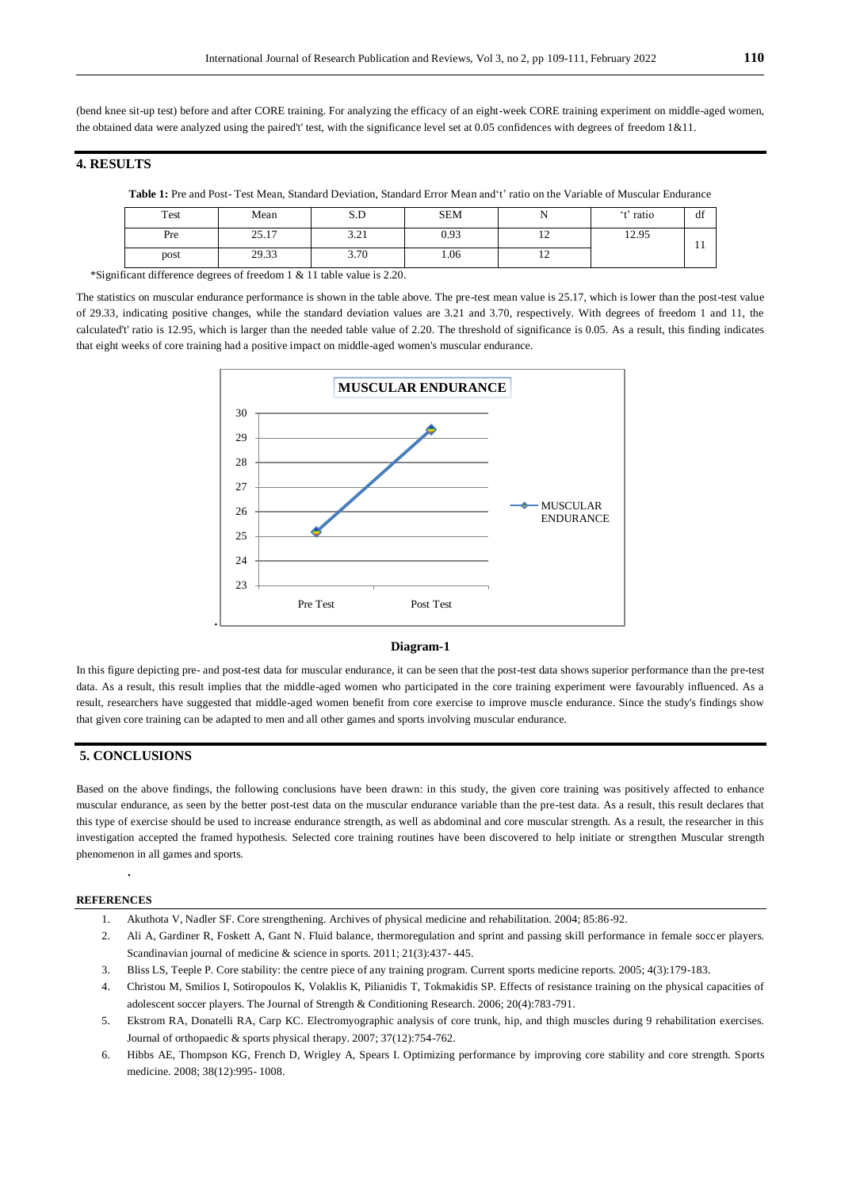(bend knee sit-up test) before and after CORE training. For analyzing the efficacy of an eight-week CORE training experiment on middle-aged women, the obtained data were analyzed using the paired't' test, with the significance level set at 0.05 confidences with degrees of freedom 1&11.

## 4. RESULTS

**Table 1:** Pre and Post- Test Mean, Standard Deviation, Standard Error Mean and't' ratio on the Variable of Muscular Endurance

| Test | Mean | S.D | SEM | N | 't' ratio | df |
|---|---|---|---|---|---|---|
| Pre | 25.17 | 3.21 | 0.93 | 12 | 12.95 | 11 |
| post | 29.33 | 3.70 | 1.06 | 12 | | |

*Significant difference degrees of freedom 1 & 11 table value is 2.20.

The statistics on muscular endurance performance is shown in the table above. The pre-test mean value is 25.17, which is lower than the post-test value of 29.33, indicating positive changes, while the standard deviation values are 3.21 and 3.70, respectively. With degrees of freedom 1 and 11, the calculated't' ratio is 12.95, which is larger than the needed table value of 2.20. The threshold of significance is 0.05. As a result, this finding indicates that eight weeks of core training had a positive impact on middle-aged women's muscular endurance.

**Diagram-1**

In this figure depicting pre- and post-test data for muscular endurance, it can be seen that the post-test data shows superior performance than the pre-test data. As a result, this result implies that the middle-aged women who participated in the core training experiment were favourably influenced. As a result, researchers have suggested that middle-aged women benefit from core exercise to improve muscle endurance. Since the study's findings show that given core training can be adapted to men and all other games and sports involving muscular endurance.

## 5. CONCLUSIONS

Based on the above findings, the following conclusions have been drawn: in this study, the given core training was positively affected to enhance muscular endurance, as seen by the better post-test data on the muscular endurance variable than the pre-test data. As a result, this result declares that this type of exercise should be used to increase endurance strength, as well as abdominal and core muscular strength. As a result, the researcher in this investigation accepted the framed hypothesis. Selected core training routines have been discovered to help initiate or strengthen Muscular strength phenomenon in all games and sports.

## REFERENCES

1. Akuthota V, Nadler SF. Core strengthening. Archives of physical medicine and rehabilitation. 2004; 85:86-92.
2. Ali A, Gardiner R, Foskett A, Gant N. Fluid balance, thermoregulation and sprint and passing skill performance in female soccer players. Scandinavian journal of medicine & science in sports. 2011; 21(3):437- 445.
3. Bliss LS, Teeple P. Core stability: the centre piece of any training program. Current sports medicine reports. 2005; 4(3):179-183.
4. Christou M, Smilios I, Sotiropoulos K, Volaklis K, Pilianidis T, Tokmakidis SP. Effects of resistance training on the physical capacities of adolescent soccer players. The Journal of Strength & Conditioning Research. 2006; 20(4):783-791.
5. Ekstrom RA, Donatelli RA, Carp KC. Electromyographic analysis of core trunk, hip, and thigh muscles during 9 rehabilitation exercises. Journal of orthopaedic & sports physical therapy. 2007; 37(12):754-762.
6. Hibbs AE, Thompson KG, French D, Wrigley A, Spears I. Optimizing performance by improving core stability and core strength. Sports medicine. 2008; 38(12):995- 1008.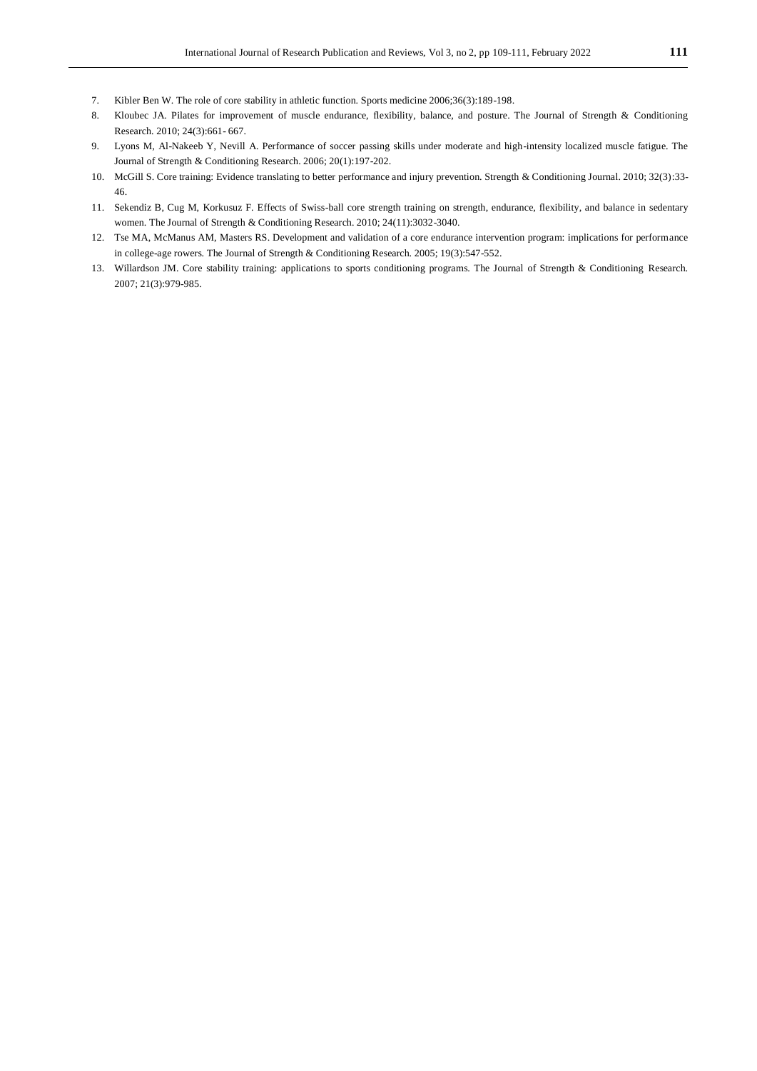7. Kibler Ben W. The role of core stability in athletic function. Sports medicine 2006;36(3):189-198.
8. Kloubec JA. Pilates for improvement of muscle endurance, flexibility, balance, and posture. The Journal of Strength & Conditioning Research. 2010; 24(3):661- 667.
9. Lyons M, Al-Nakeeb Y, Nevill A. Performance of soccer passing skills under moderate and high-intensity localized muscle fatigue. The Journal of Strength & Conditioning Research. 2006; 20(1):197-202.
10. McGill S. Core training: Evidence translating to better performance and injury prevention. Strength & Conditioning Journal. 2010; 32(3):33-46.
11. Sekendiz B, Cug M, Korkusuz F. Effects of Swiss-ball core strength training on strength, endurance, flexibility, and balance in sedentary women. The Journal of Strength & Conditioning Research. 2010; 24(11):3032-3040.
12. Tse MA, McManus AM, Masters RS. Development and validation of a core endurance intervention program: implications for performance in college-age rowers. The Journal of Strength & Conditioning Research. 2005; 19(3):547-552.
13. Willardson JM. Core stability training: applications to sports conditioning programs. The Journal of Strength & Conditioning Research. 2007; 21(3):979-985.